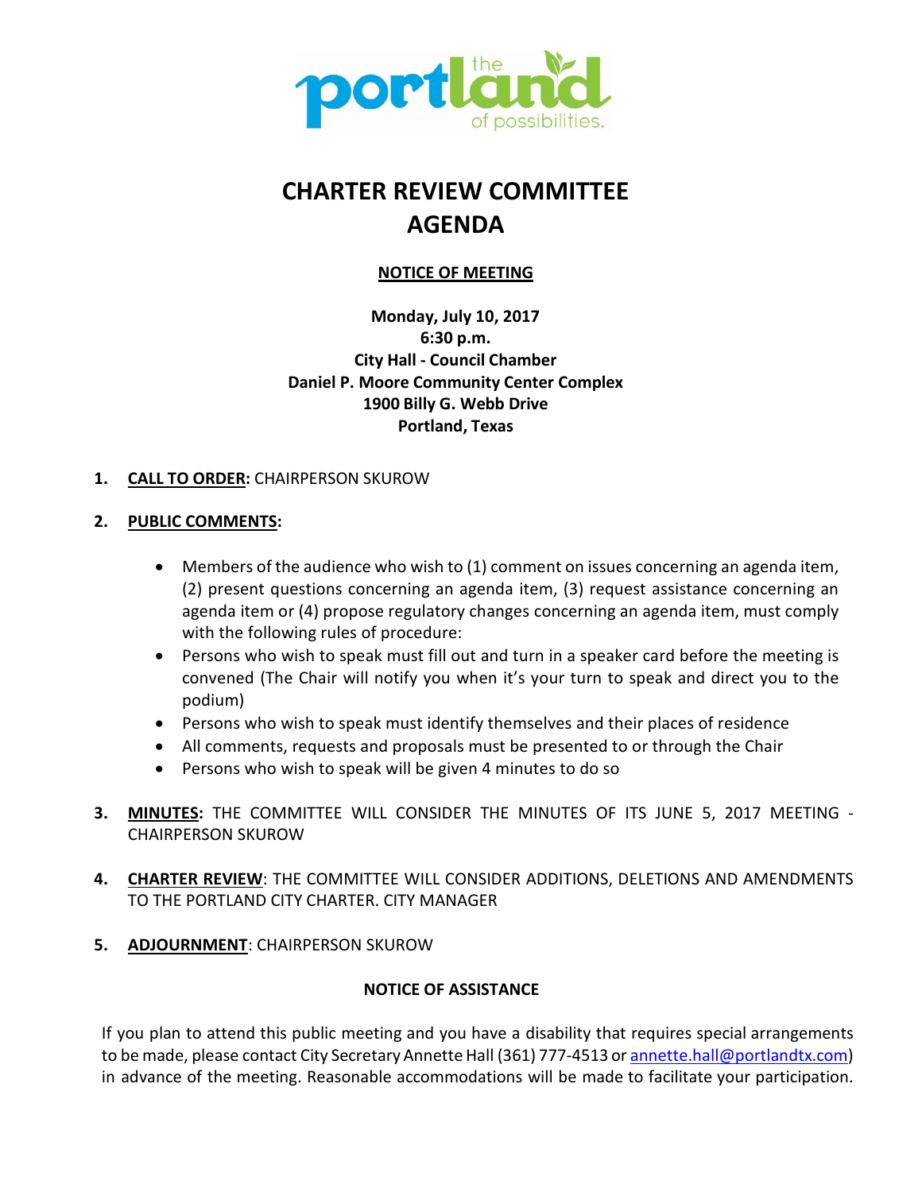# CHARTER REVIEW COMMITTEE AGENDA

**NOTICE OF MEETING**

**Monday, July 10, 2017**
**6:30 p.m.**
**City Hall - Council Chamber**
**Daniel P. Moore Community Center Complex**
**1900 Billy G. Webb Drive**
**Portland, Texas**

1. **CALL TO ORDER:** CHAIRPERSON SKUROW

2. **PUBLIC COMMENTS:**

    - Members of the audience who wish to (1) comment on issues concerning an agenda item, (2) present questions concerning an agenda item, (3) request assistance concerning an agenda item or (4) propose regulatory changes concerning an agenda item, must comply with the following rules of procedure:
    - Persons who wish to speak must fill out and turn in a speaker card before the meeting is convened (The Chair will notify you when it's your turn to speak and direct you to the podium)
    - Persons who wish to speak must identify themselves and their places of residence
    - All comments, requests and proposals must be presented to or through the Chair
    - Persons who wish to speak will be given 4 minutes to do so

3. **MINUTES:** THE COMMITTEE WILL CONSIDER THE MINUTES OF ITS JUNE 5, 2017 MEETING - CHAIRPERSON SKUROW

4. **CHARTER REVIEW**: THE COMMITTEE WILL CONSIDER ADDITIONS, DELETIONS AND AMENDMENTS TO THE PORTLAND CITY CHARTER. CITY MANAGER

5. **ADJOURNMENT**: CHAIRPERSON SKUROW

**NOTICE OF ASSISTANCE**

If you plan to attend this public meeting and you have a disability that requires special arrangements to be made, please contact City Secretary Annette Hall (361) 777-4513 or annette.hall@portlandtx.com) in advance of the meeting. Reasonable accommodations will be made to facilitate your participation.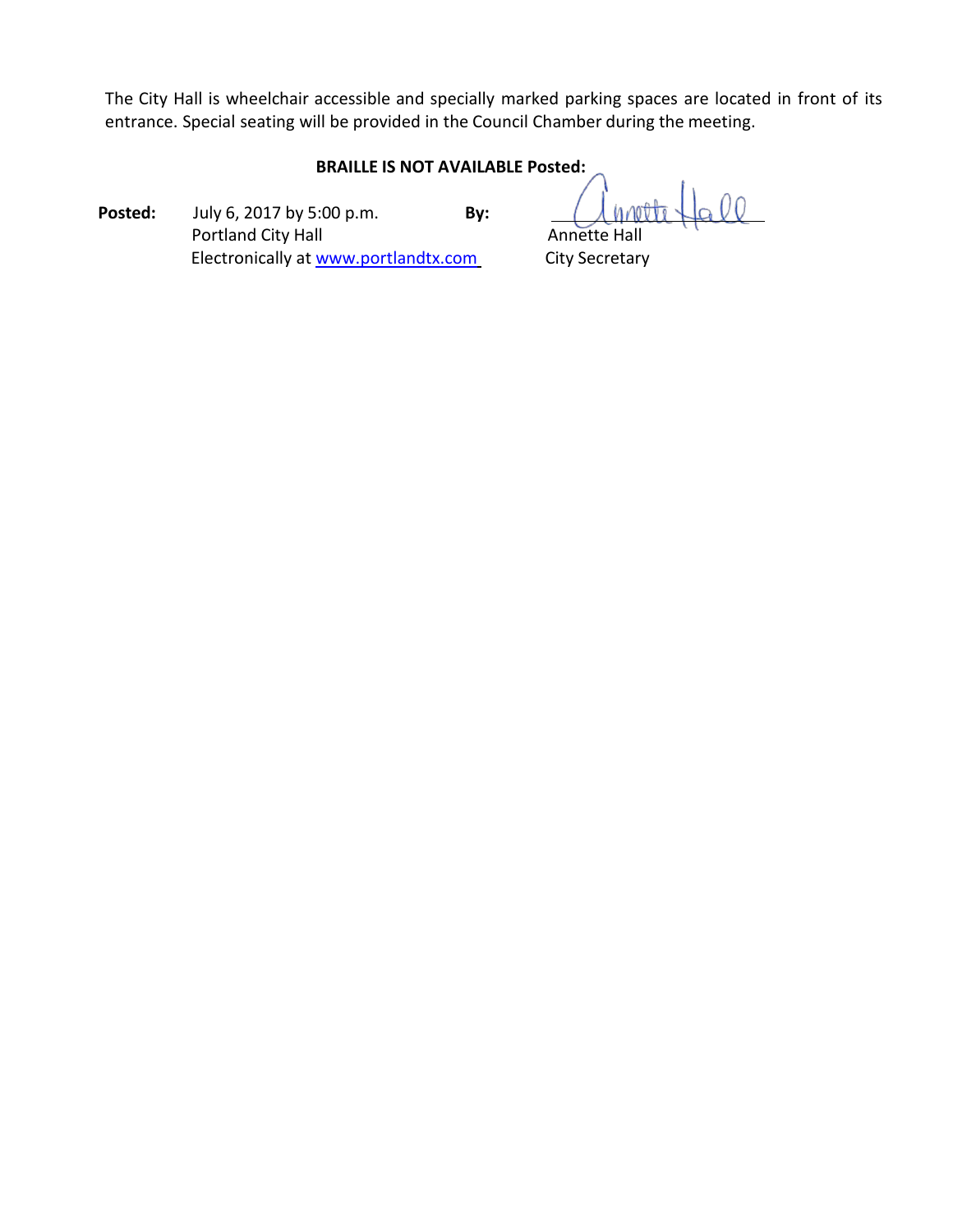The City Hall is wheelchair accessible and specially marked parking spaces are located in front of its entrance. Special seating will be provided in the Council Chamber during the meeting.

**BRAILLE IS NOT AVAILABLE Posted:**

**Posted:** July 6, 2017 by 5:00 p.m.
Portland City Hall
Electronically at www.portlandtx.com

**By:** Annette Hall
Annette Hall
City Secretary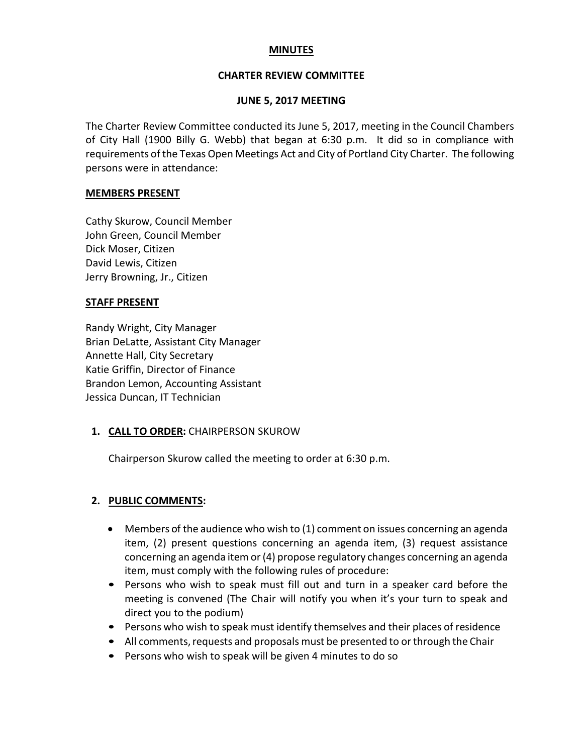# MINUTES

## CHARTER REVIEW COMMITTEE

## JUNE 5, 2017 MEETING

The Charter Review Committee conducted its June 5, 2017, meeting in the Council Chambers of City Hall (1900 Billy G. Webb) that began at 6:30 p.m. It did so in compliance with requirements of the Texas Open Meetings Act and City of Portland City Charter. The following persons were in attendance:

**MEMBERS PRESENT**

Cathy Skurow, Council Member
John Green, Council Member
Dick Moser, Citizen
David Lewis, Citizen
Jerry Browning, Jr., Citizen

**STAFF PRESENT**

Randy Wright, City Manager
Brian DeLatte, Assistant City Manager
Annette Hall, City Secretary
Katie Griffin, Director of Finance
Brandon Lemon, Accounting Assistant
Jessica Duncan, IT Technician

1. **CALL TO ORDER:** CHAIRPERSON SKUROW

   Chairperson Skurow called the meeting to order at 6:30 p.m.

2. **PUBLIC COMMENTS:**

   - Members of the audience who wish to (1) comment on issues concerning an agenda item, (2) present questions concerning an agenda item, (3) request assistance concerning an agenda item or (4) propose regulatory changes concerning an agenda item, must comply with the following rules of procedure:
   - Persons who wish to speak must fill out and turn in a speaker card before the meeting is convened (The Chair will notify you when it's your turn to speak and direct you to the podium)
   - Persons who wish to speak must identify themselves and their places of residence
   - All comments, requests and proposals must be presented to or through the Chair
   - Persons who wish to speak will be given 4 minutes to do so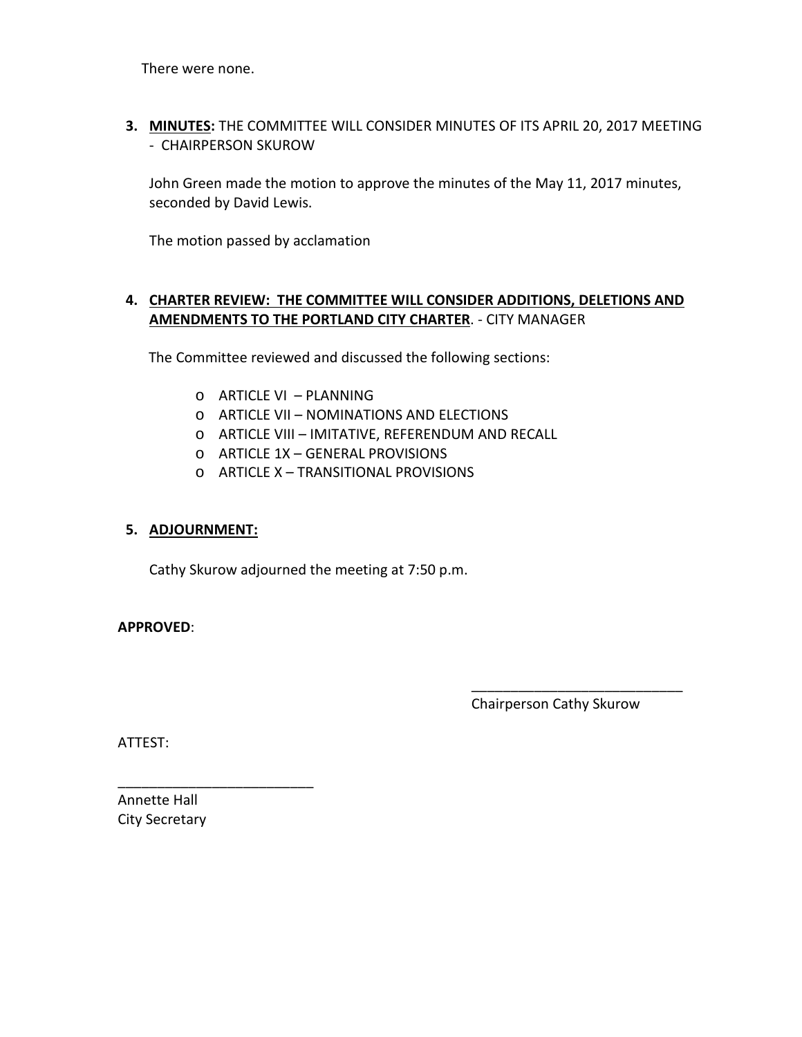There were none.

3. **MINUTES:** THE COMMITTEE WILL CONSIDER MINUTES OF ITS APRIL 20, 2017 MEETING - CHAIRPERSON SKUROW

   John Green made the motion to approve the minutes of the May 11, 2017 minutes, seconded by David Lewis.

   The motion passed by acclamation

4. **CHARTER REVIEW: THE COMMITTEE WILL CONSIDER ADDITIONS, DELETIONS AND AMENDMENTS TO THE PORTLAND CITY CHARTER**. - CITY MANAGER

   The Committee reviewed and discussed the following sections:

   - ARTICLE VI – PLANNING
   - ARTICLE VII – NOMINATIONS AND ELECTIONS
   - ARTICLE VIII – IMITATIVE, REFERENDUM AND RECALL
   - ARTICLE 1X – GENERAL PROVISIONS
   - ARTICLE X – TRANSITIONAL PROVISIONS

5. **ADJOURNMENT:**

   Cathy Skurow adjourned the meeting at 7:50 p.m.

**APPROVED**:

___________________________
Chairperson Cathy Skurow

ATTEST:

_________________________
Annette Hall
City Secretary